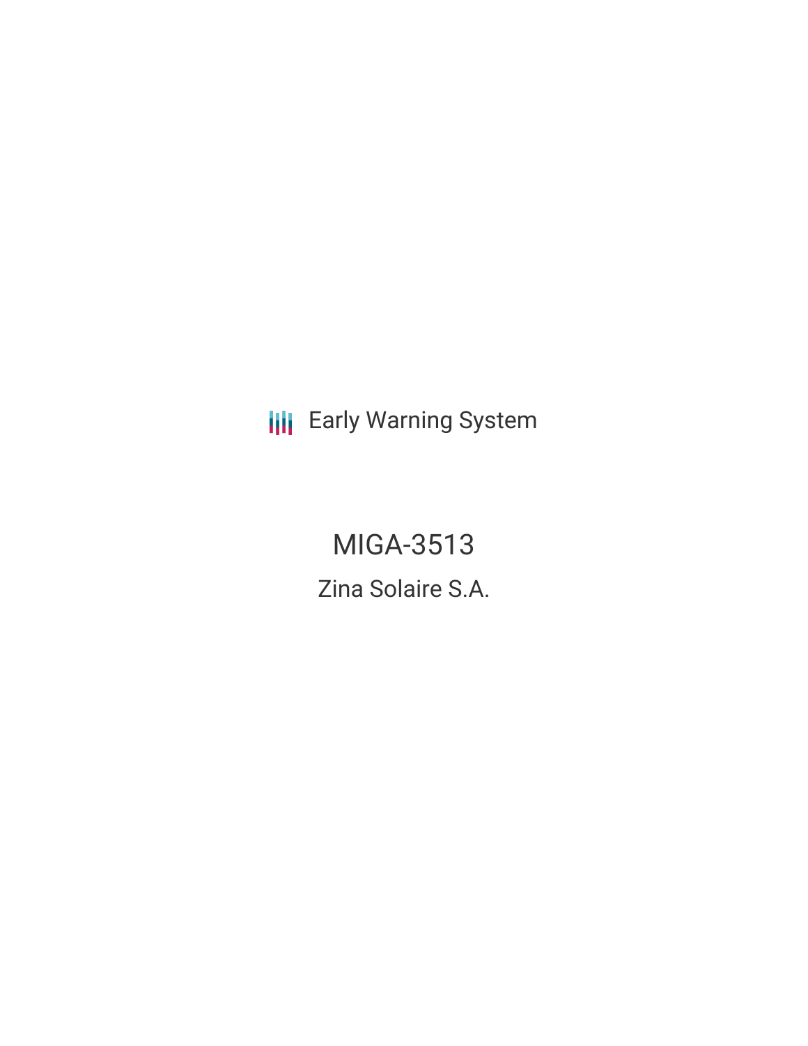Early Warning System

# MIGA-3513

## Zina Solaire S.A.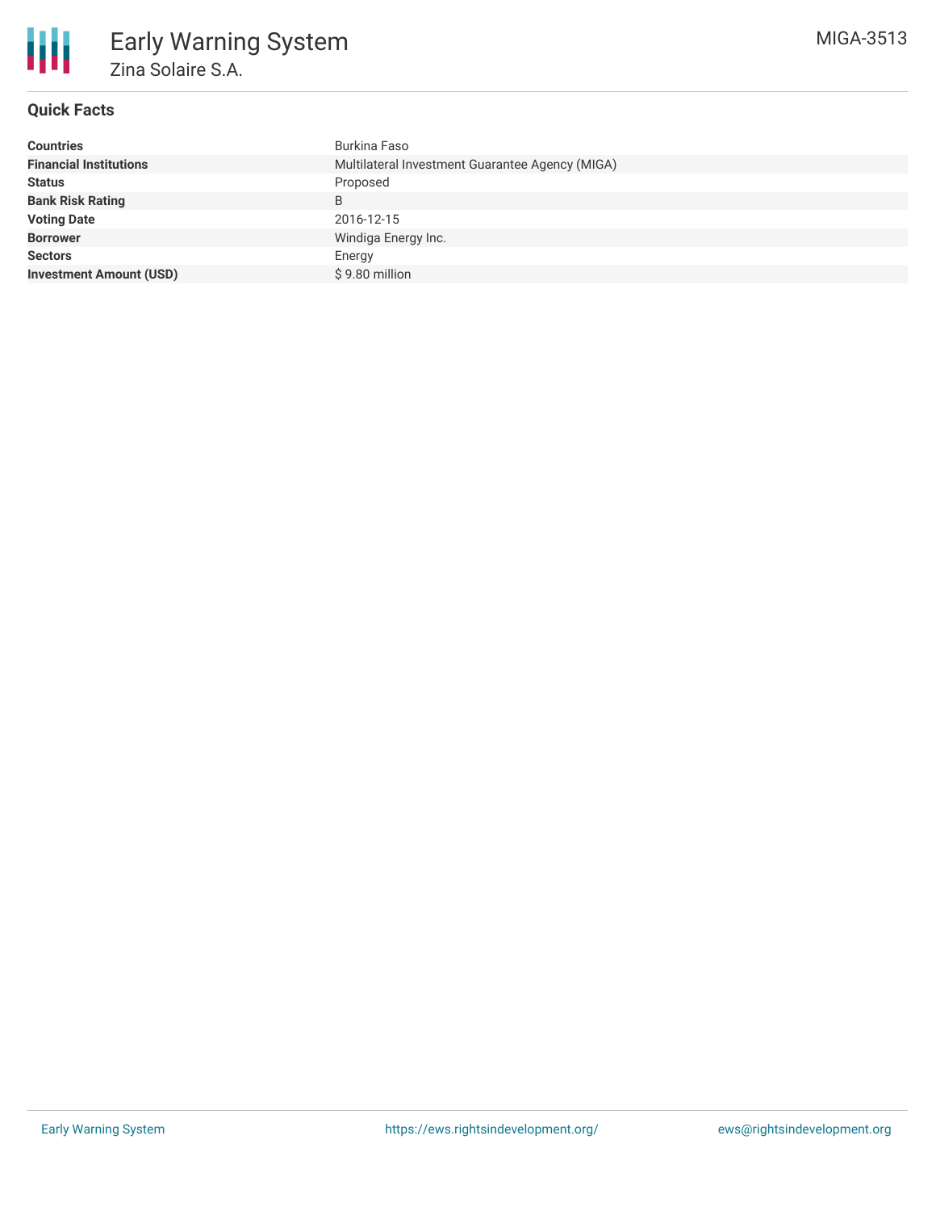# Early Warning System

## Zina Solaire S.A.

MIGA-3513

### Quick Facts

| | |
|---|---|
| **Countries** | Burkina Faso |
| **Financial Institutions** | Multilateral Investment Guarantee Agency (MIGA) |
| **Status** | Proposed |
| **Bank Risk Rating** | B |
| **Voting Date** | 2016-12-15 |
| **Borrower** | Windiga Energy Inc. |
| **Sectors** | Energy |
| **Investment Amount (USD)** | $ 9.80 million |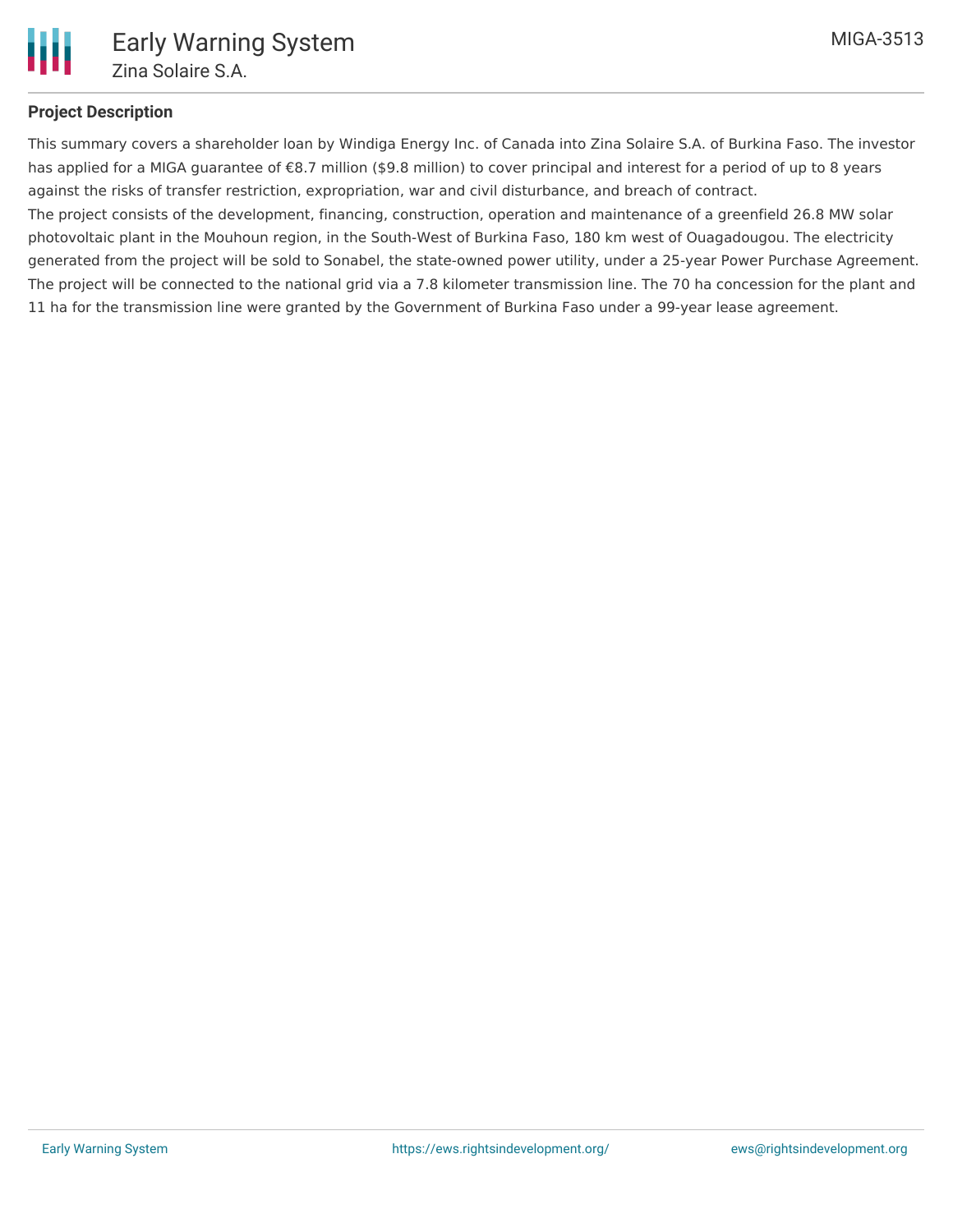**Project Description**

This summary covers a shareholder loan by Windiga Energy Inc. of Canada into Zina Solaire S.A. of Burkina Faso. The investor has applied for a MIGA guarantee of €8.7 million ($9.8 million) to cover principal and interest for a period of up to 8 years against the risks of transfer restriction, expropriation, war and civil disturbance, and breach of contract.

The project consists of the development, financing, construction, operation and maintenance of a greenfield 26.8 MW solar photovoltaic plant in the Mouhoun region, in the South-West of Burkina Faso, 180 km west of Ouagadougou. The electricity generated from the project will be sold to Sonabel, the state-owned power utility, under a 25-year Power Purchase Agreement. The project will be connected to the national grid via a 7.8 kilometer transmission line. The 70 ha concession for the plant and 11 ha for the transmission line were granted by the Government of Burkina Faso under a 99-year lease agreement.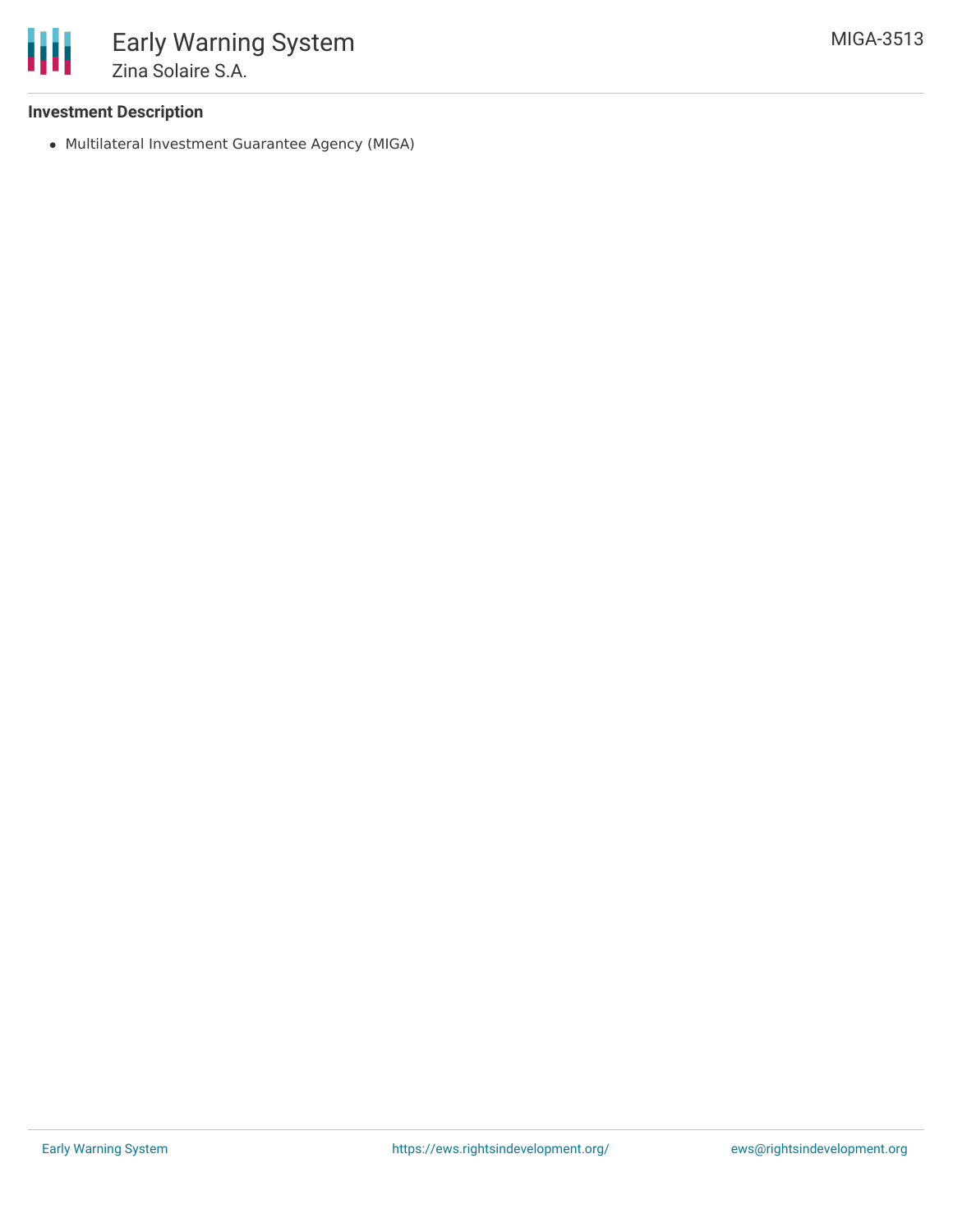### Investment Description

- Multilateral Investment Guarantee Agency (MIGA)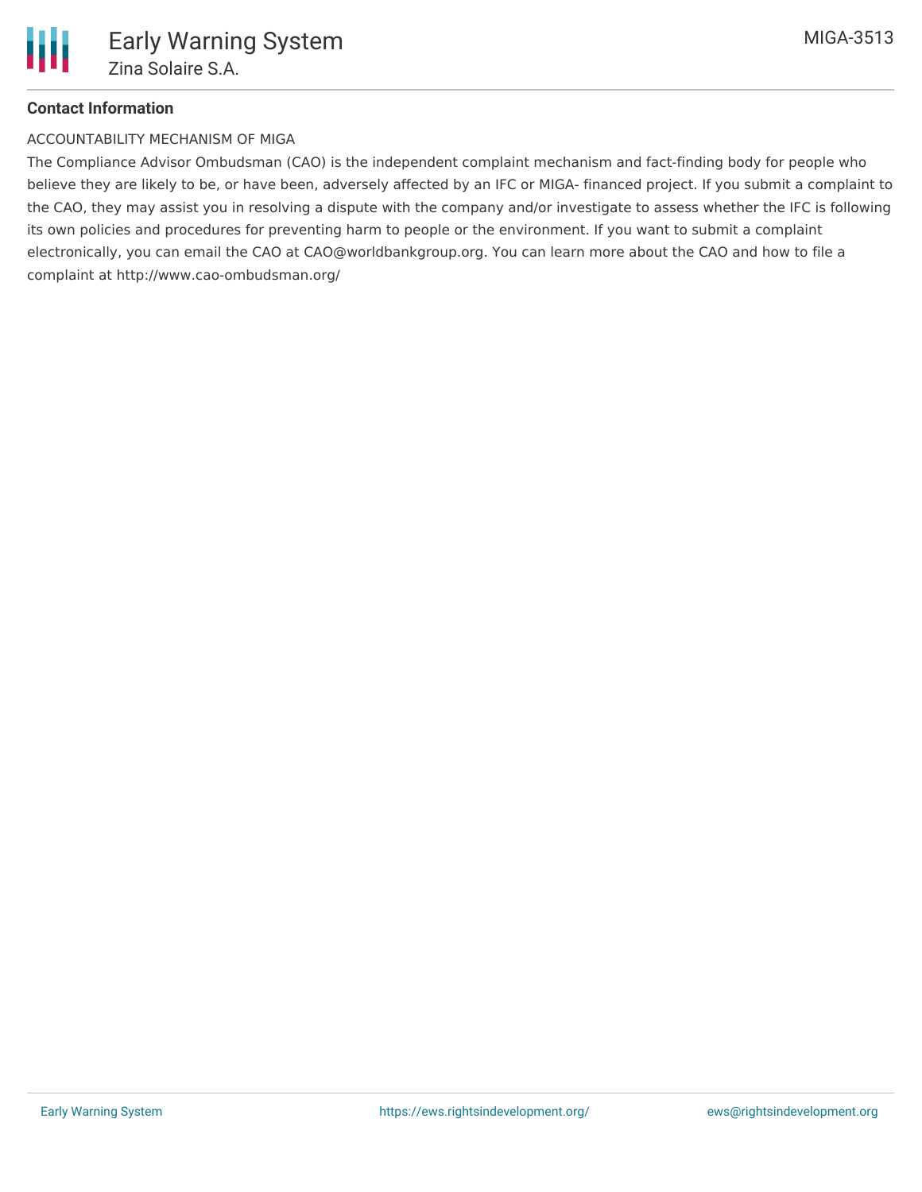## Contact Information

ACCOUNTABILITY MECHANISM OF MIGA

The Compliance Advisor Ombudsman (CAO) is the independent complaint mechanism and fact-finding body for people who believe they are likely to be, or have been, adversely affected by an IFC or MIGA- financed project. If you submit a complaint to the CAO, they may assist you in resolving a dispute with the company and/or investigate to assess whether the IFC is following its own policies and procedures for preventing harm to people or the environment. If you want to submit a complaint electronically, you can email the CAO at CAO@worldbankgroup.org. You can learn more about the CAO and how to file a complaint at http://www.cao-ombudsman.org/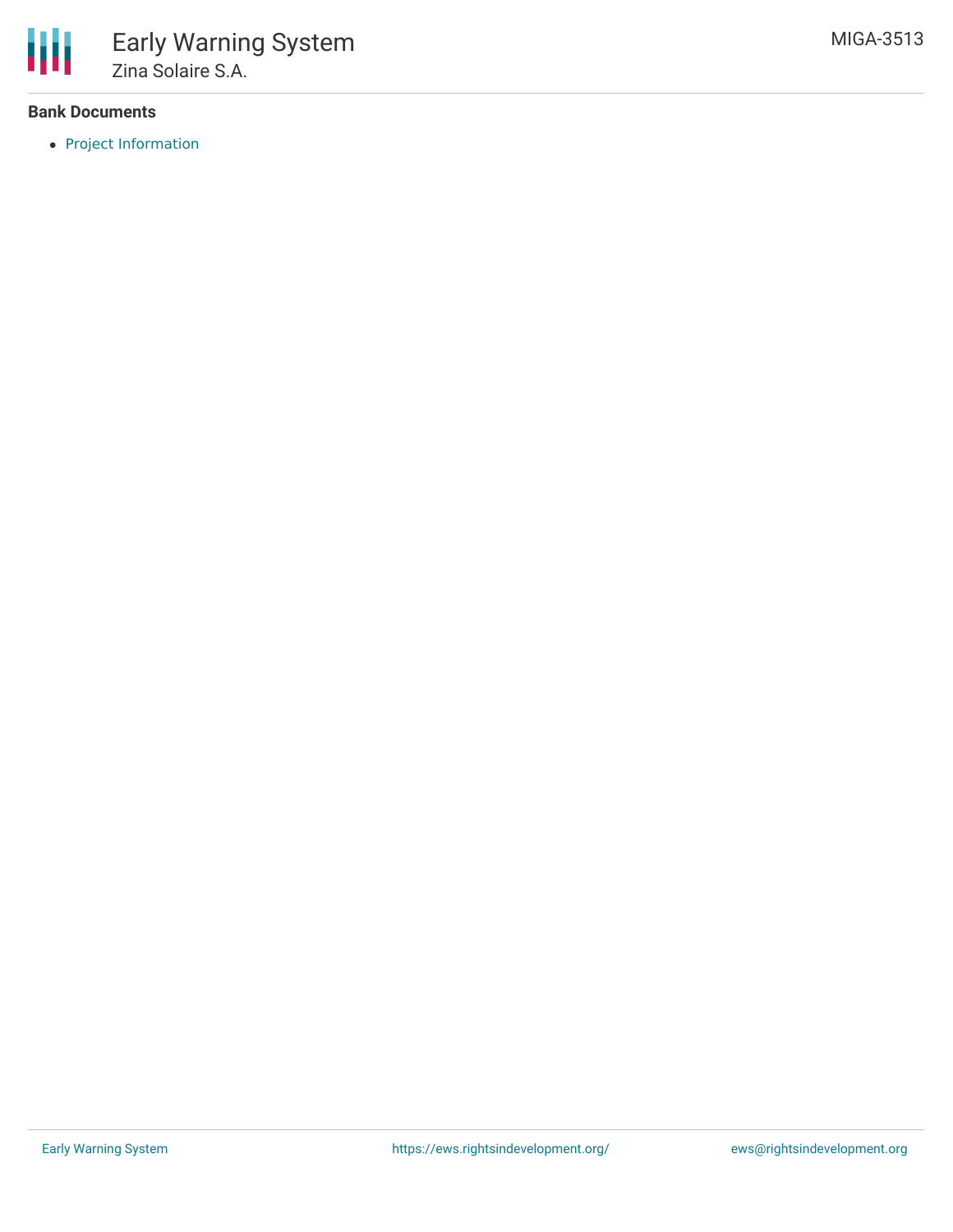**Bank Documents**

- Project Information